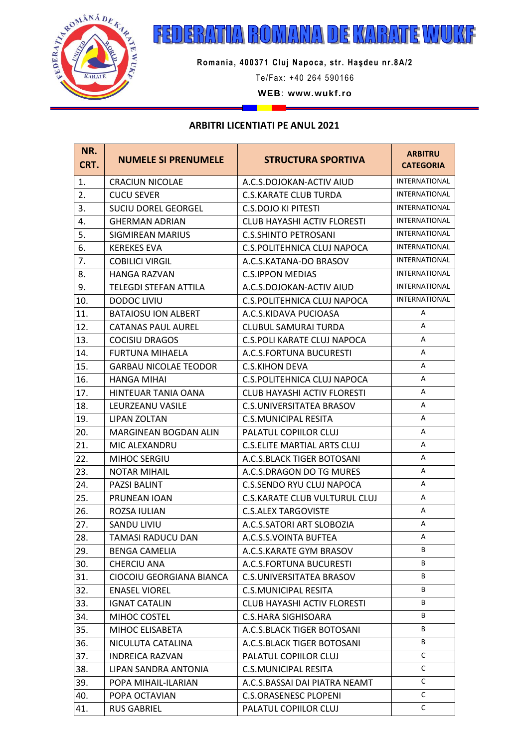# FEDERATIA ROMANA DE KARATE WUKF

**Romania, 400371 Cluj Napoca, str. Haşdeu nr.8A/2**

Te/Fax: +40 264 590166

**WEB**: **www.wukf.ro**

**ARBITRI LICENTIATI PE ANUL 2021**

| NR. CRT. | NUMELE SI PRENUMELE | STRUCTURA SPORTIVA | ARBITRU CATEGORIA |
|---|---|---|---|
| 1. | CRACIUN NICOLAE | A.C.S.DOJOKAN-ACTIV AIUD | INTERNATIONAL |
| 2. | CUCU SEVER | C.S.KARATE CLUB TURDA | INTERNATIONAL |
| 3. | SUCIU DOREL GEORGEL | C.S.DOJO KI PITESTI | INTERNATIONAL |
| 4. | GHERMAN ADRIAN | CLUB HAYASHI ACTIV FLORESTI | INTERNATIONAL |
| 5. | SIGMIREAN MARIUS | C.S.SHINTO PETROSANI | INTERNATIONAL |
| 6. | KEREKES EVA | C.S.POLITEHNICA CLUJ NAPOCA | INTERNATIONAL |
| 7. | COBILICI VIRGIL | A.C.S.KATANA-DO BRASOV | INTERNATIONAL |
| 8. | HANGA RAZVAN | C.S.IPPON MEDIAS | INTERNATIONAL |
| 9. | TELEGDI STEFAN ATTILA | A.C.S.DOJOKAN-ACTIV AIUD | INTERNATIONAL |
| 10. | DODOC LIVIU | C.S.POLITEHNICA CLUJ NAPOCA | INTERNATIONAL |
| 11. | BATAIOSU ION ALBERT | A.C.S.KIDAVA PUCIOASA | A |
| 12. | CATANAS PAUL AUREL | CLUBUL SAMURAI TURDA | A |
| 13. | COCISIU DRAGOS | C.S.POLI KARATE CLUJ NAPOCA | A |
| 14. | FURTUNA MIHAELA | A.C.S.FORTUNA BUCURESTI | A |
| 15. | GARBAU NICOLAE TEODOR | C.S.KIHON DEVA | A |
| 16. | HANGA MIHAI | C.S.POLITEHNICA CLUJ NAPOCA | A |
| 17. | HINTEUAR TANIA OANA | CLUB HAYASHI ACTIV FLORESTI | A |
| 18. | LEURZEANU VASILE | C.S.UNIVERSITATEA BRASOV | A |
| 19. | LIPAN ZOLTAN | C.S.MUNICIPAL RESITA | A |
| 20. | MARGINEAN BOGDAN ALIN | PALATUL COPIILOR CLUJ | A |
| 21. | MIC ALEXANDRU | C.S.ELITE MARTIAL ARTS CLUJ | A |
| 22. | MIHOC SERGIU | A.C.S.BLACK TIGER BOTOSANI | A |
| 23. | NOTAR MIHAIL | A.C.S.DRAGON DO TG MURES | A |
| 24. | PAZSI BALINT | C.S.SENDO RYU CLUJ NAPOCA | A |
| 25. | PRUNEAN IOAN | C.S.KARATE CLUB VULTURUL CLUJ | A |
| 26. | ROZSA IULIAN | C.S.ALEX TARGOVISTE | A |
| 27. | SANDU LIVIU | A.C.S.SATORI ART SLOBOZIA | A |
| 28. | TAMASI RADUCU DAN | A.C.S.S.VOINTA BUFTEA | A |
| 29. | BENGA CAMELIA | A.C.S.KARATE GYM BRASOV | B |
| 30. | CHERCIU ANA | A.C.S.FORTUNA BUCURESTI | B |
| 31. | CIOCOIU GEORGIANA BIANCA | C.S.UNIVERSITATEA BRASOV | B |
| 32. | ENASEL VIOREL | C.S.MUNICIPAL RESITA | B |
| 33. | IGNAT CATALIN | CLUB HAYASHI ACTIV FLORESTI | B |
| 34. | MIHOC COSTEL | C.S.HARA SIGHISOARA | B |
| 35. | MIHOC ELISABETA | A.C.S.BLACK TIGER BOTOSANI | B |
| 36. | NICULUTA CATALINA | A.C.S.BLACK TIGER BOTOSANI | B |
| 37. | INDREICA RAZVAN | PALATUL COPIILOR CLUJ | C |
| 38. | LIPAN SANDRA ANTONIA | C.S.MUNICIPAL RESITA | C |
| 39. | POPA MIHAIL-ILARIAN | A.C.S.BASSAI DAI PIATRA NEAMT | C |
| 40. | POPA OCTAVIAN | C.S.ORASENESC PLOPENI | C |
| 41. | RUS GABRIEL | PALATUL COPIILOR CLUJ | C |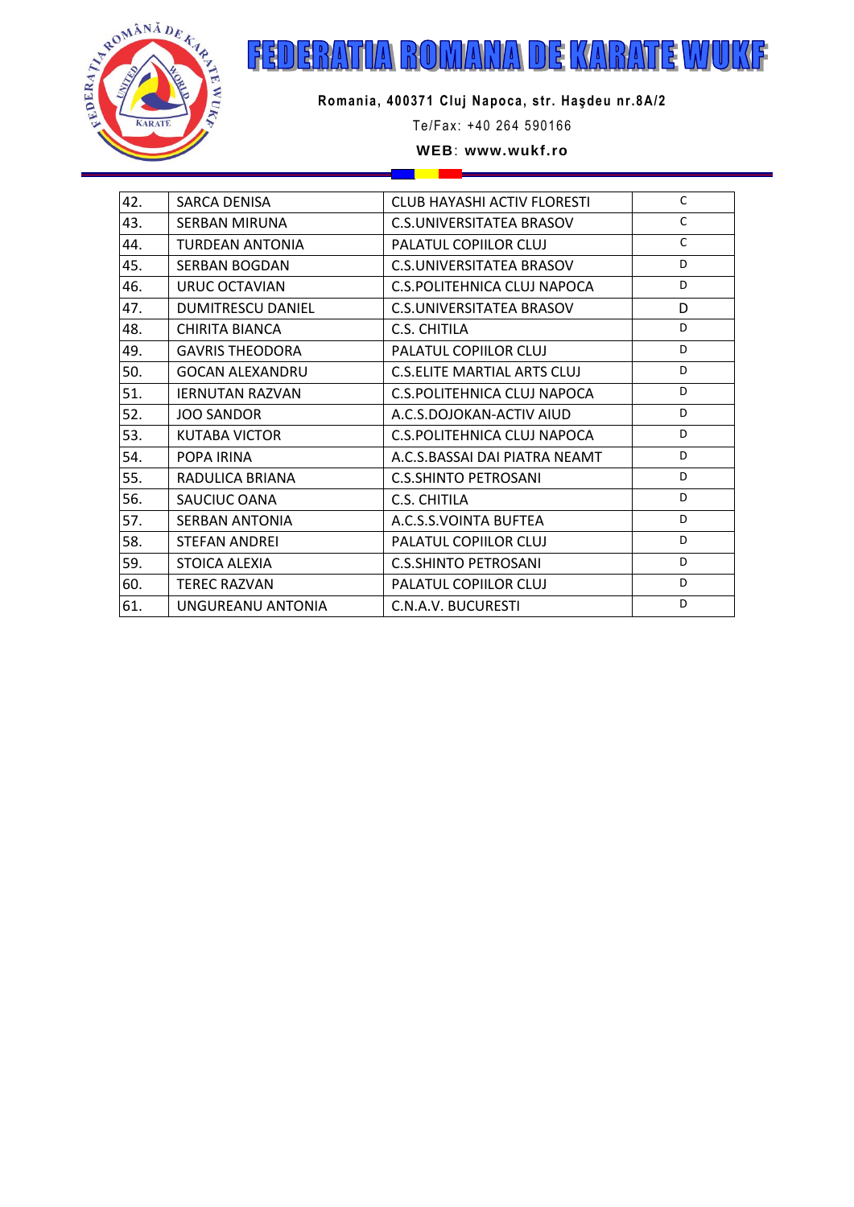# FEDERATIA ROMANA DE KARATE WUKF

**Romania, 400371 Cluj Napoca, str. Haşdeu nr.8A/2**

Te/Fax: +40 264 590166

**WEB**: **www.wukf.ro**

| | | | |
|---|---|---|---|
| 42. | SARCA DENISA | CLUB HAYASHI ACTIV FLORESTI | C |
| 43. | SERBAN MIRUNA | C.S.UNIVERSITATEA BRASOV | C |
| 44. | TURDEAN ANTONIA | PALATUL COPIILOR CLUJ | C |
| 45. | SERBAN BOGDAN | C.S.UNIVERSITATEA BRASOV | D |
| 46. | URUC OCTAVIAN | C.S.POLITEHNICA CLUJ NAPOCA | D |
| 47. | DUMITRESCU DANIEL | C.S.UNIVERSITATEA BRASOV | D |
| 48. | CHIRITA BIANCA | C.S. CHITILA | D |
| 49. | GAVRIS THEODORA | PALATUL COPIILOR CLUJ | D |
| 50. | GOCAN ALEXANDRU | C.S.ELITE MARTIAL ARTS CLUJ | D |
| 51. | IERNUTAN RAZVAN | C.S.POLITEHNICA CLUJ NAPOCA | D |
| 52. | JOO SANDOR | A.C.S.DOJOKAN-ACTIV AIUD | D |
| 53. | KUTABA VICTOR | C.S.POLITEHNICA CLUJ NAPOCA | D |
| 54. | POPA IRINA | A.C.S.BASSAI DAI PIATRA NEAMT | D |
| 55. | RADULICA BRIANA | C.S.SHINTO PETROSANI | D |
| 56. | SAUCIUC OANA | C.S. CHITILA | D |
| 57. | SERBAN ANTONIA | A.C.S.S.VOINTA BUFTEA | D |
| 58. | STEFAN ANDREI | PALATUL COPIILOR CLUJ | D |
| 59. | STOICA ALEXIA | C.S.SHINTO PETROSANI | D |
| 60. | TEREC RAZVAN | PALATUL COPIILOR CLUJ | D |
| 61. | UNGUREANU ANTONIA | C.N.A.V. BUCURESTI | D |